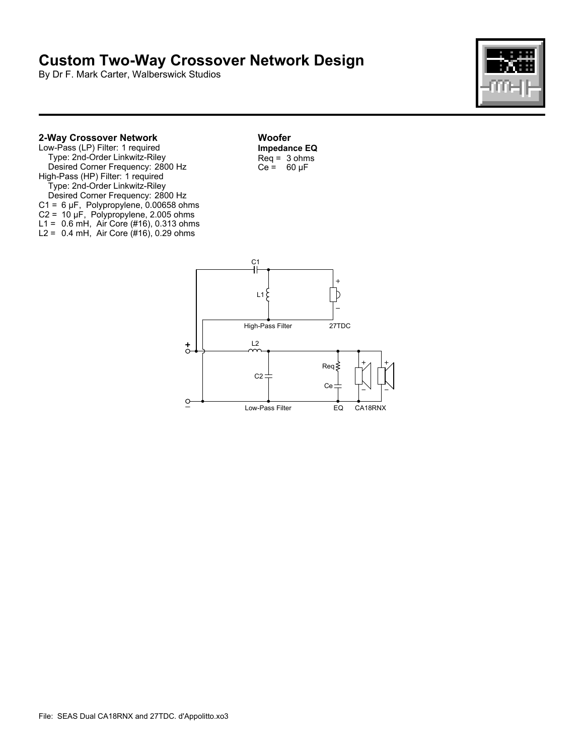# Custom Two-Way Crossover Network Design

By Dr F. Mark Carter, Walberswick Studios

### 2-Way Crossover Network

Low-Pass (LP) Filter: 1 required
Type: 2nd-Order Linkwitz-Riley
Desired Corner Frequency: 2800 Hz
High-Pass (HP) Filter: 1 required
Type: 2nd-Order Linkwitz-Riley
Desired Corner Frequency: 2800 Hz
C1 = 6 μF, Polypropylene, 0.00658 ohms
C2 = 10 μF, Polypropylene, 2.005 ohms
L1 = 0.6 mH, Air Core (#16), 0.313 ohms
L2 = 0.4 mH, Air Core (#16), 0.29 ohms

### Woofer

**Impedance EQ**
Req = 3 ohms
Ce = 60 μF

C1
L1
High-Pass Filter
27TDC
L2
C2
Req
Ce
Low-Pass Filter
EQ
CA18RNX

File: SEAS Dual CA18RNX and 27TDC. d'Appolitto.xo3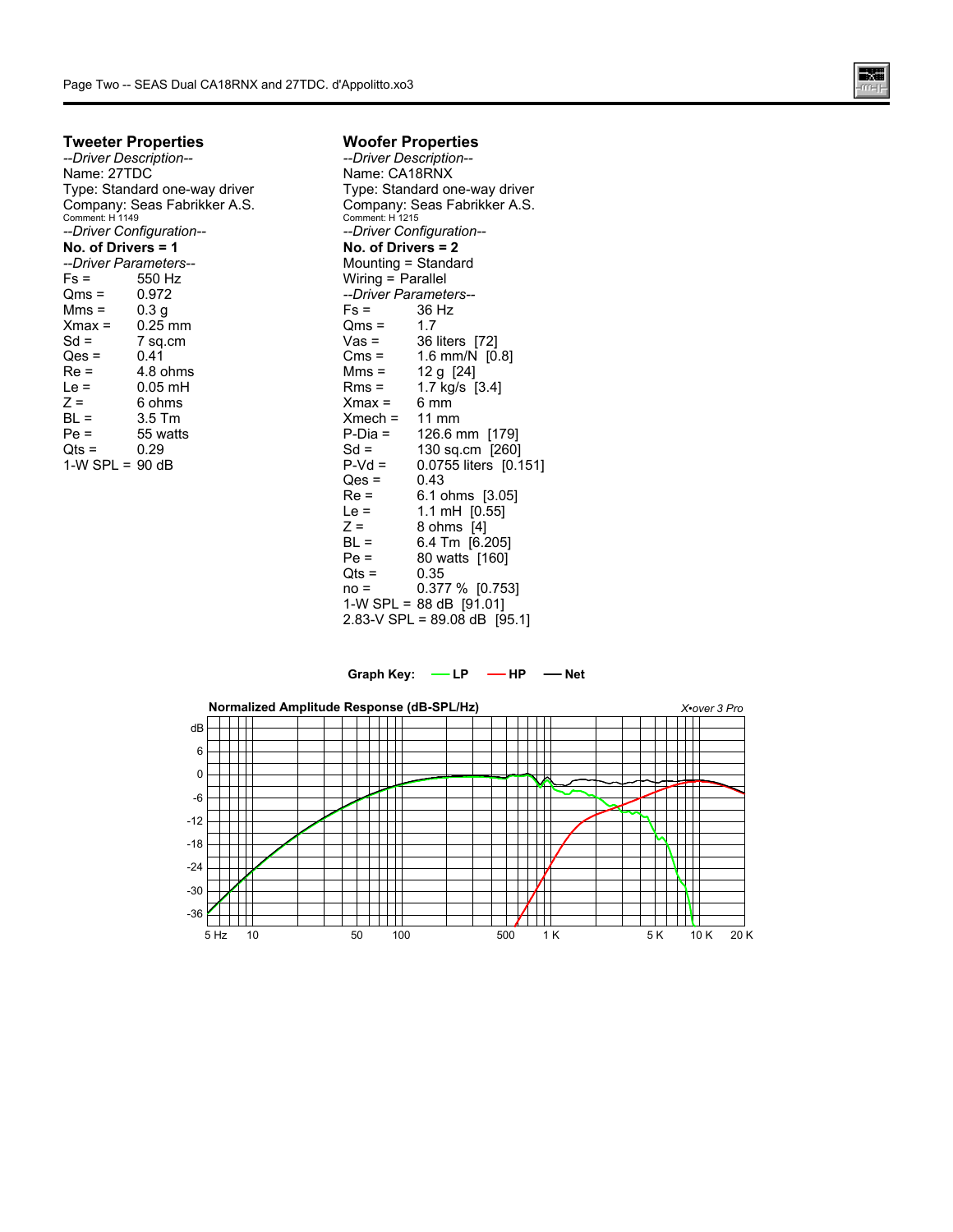## Tweeter Properties

*--Driver Description--*
Name: 27TDC
Type: Standard one-way driver
Company: Seas Fabrikker A.S.
Comment: H 1149
*--Driver Configuration--*
**No. of Drivers = 1**
*--Driver Parameters--*

| | |
|---|---|
| Fs = | 550 Hz |
| Qms = | 0.972 |
| Mms = | 0.3 g |
| Xmax = | 0.25 mm |
| Sd = | 7 sq.cm |
| Qes = | 0.41 |
| Re = | 4.8 ohms |
| Le = | 0.05 mH |
| Z = | 6 ohms |
| BL = | 3.5 Tm |
| Pe = | 55 watts |
| Qts = | 0.29 |
| 1-W SPL = | 90 dB |

## Woofer Properties

*--Driver Description--*
Name: CA18RNX
Type: Standard one-way driver
Company: Seas Fabrikker A.S.
Comment: H 1215
*--Driver Configuration--*
**No. of Drivers = 2**
Mounting = Standard
Wiring = Parallel
*--Driver Parameters--*

| | |
|---|---|
| Fs = | 36 Hz |
| Qms = | 1.7 |
| Vas = | 36 liters [72] |
| Cms = | 1.6 mm/N [0.8] |
| Mms = | 12 g [24] |
| Rms = | 1.7 kg/s [3.4] |
| Xmax = | 6 mm |
| Xmech = | 11 mm |
| P-Dia = | 126.6 mm [179] |
| Sd = | 130 sq.cm [260] |
| P-Vd = | 0.0755 liters [0.151] |
| Qes = | 0.43 |
| Re = | 6.1 ohms [3.05] |
| Le = | 1.1 mH [0.55] |
| Z = | 8 ohms [4] |
| BL = | 6.4 Tm [6.205] |
| Pe = | 80 watts [160] |
| Qts = | 0.35 |
| no = | 0.377 % [0.753] |

1-W SPL = 88 dB [91.01]
2.83-V SPL = 89.08 dB [95.1]

**Graph Key:** LP HP Net

**Normalized Amplitude Response (dB-SPL/Hz)** *X•over 3 Pro*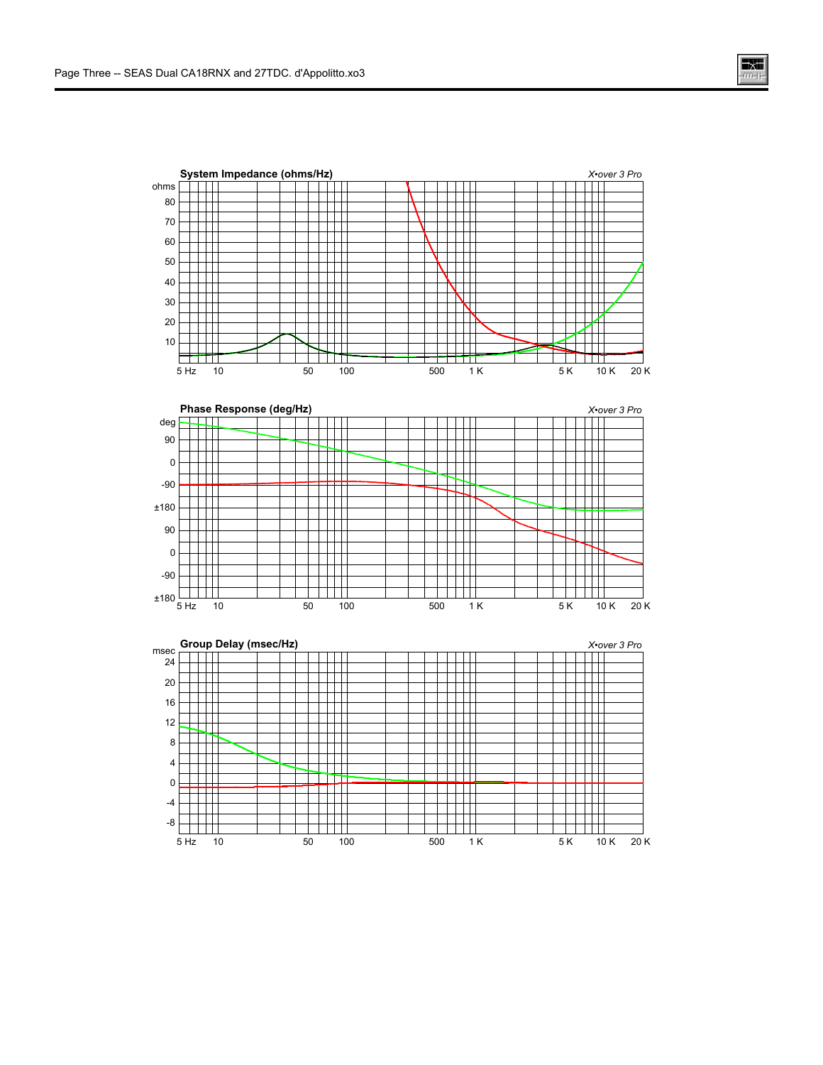Page Three -- SEAS Dual CA18RNX and 27TDC. d'Appolitto.xo3

**System Impedance (ohms/Hz)**

*X•over 3 Pro*

ohms
80
70
60
50
40
30
20
10

5 Hz 10 50 100 500 1 K 5 K 10 K 20 K

**Phase Response (deg/Hz)**

*X•over 3 Pro*

deg
90
0
-90
±180
90
0
-90
±180

5 Hz 10 50 100 500 1 K 5 K 10 K 20 K

**Group Delay (msec/Hz)**

*X•over 3 Pro*

msec
24
20
16
12
8
4
0
-4
-8

5 Hz 10 50 100 500 1 K 5 K 10 K 20 K